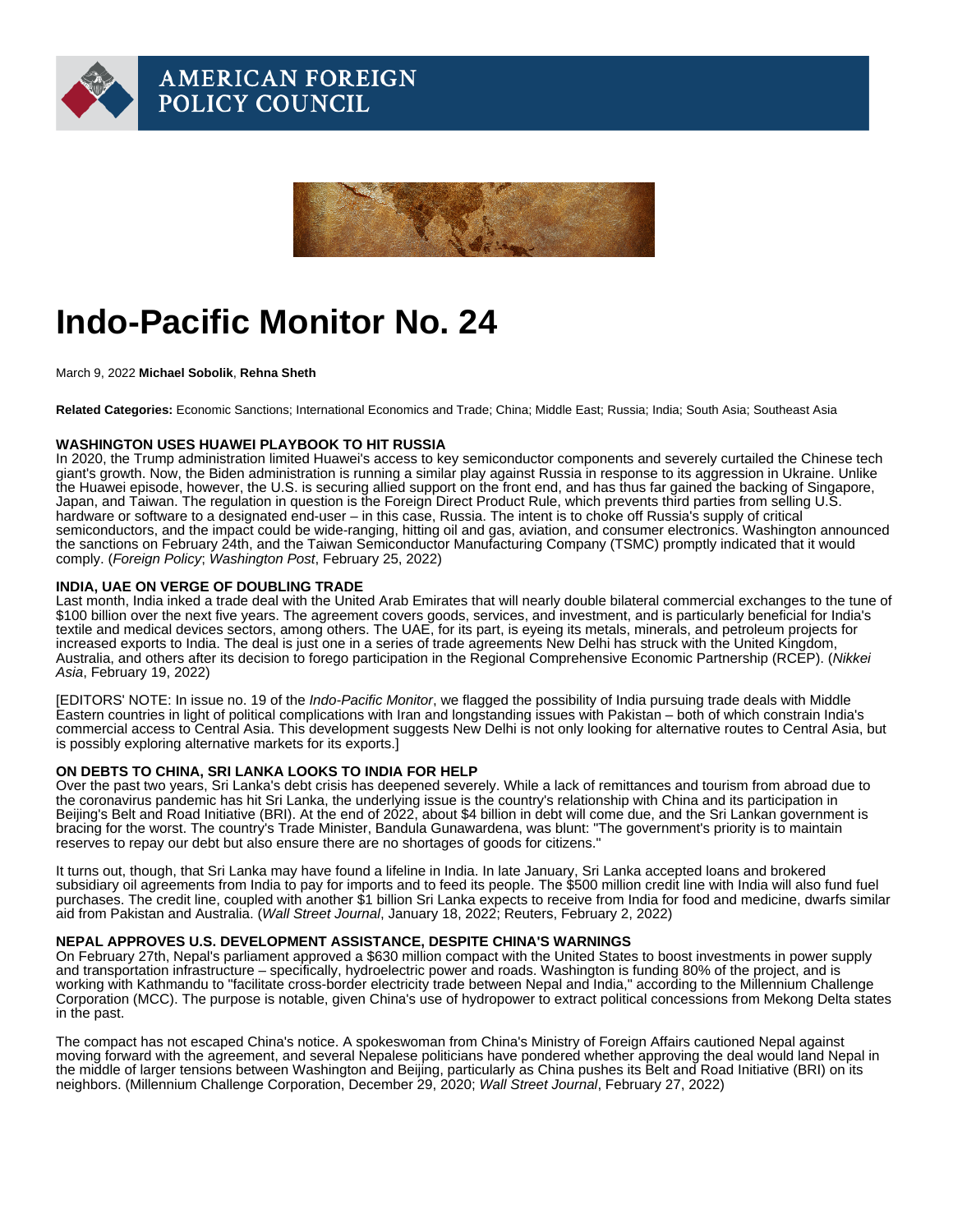# Indo-Pacific Monitor No. 24

March 9, 2022 **Michael Sobolik**, **Rehna Sheth**

**Related Categories:** Economic Sanctions; International Economics and Trade; China; Middle East; Russia; India; South Asia; Southeast Asia

### WASHINGTON USES HUAWEI PLAYBOOK TO HIT RUSSIA

In 2020, the Trump administration limited Huawei's access to key semiconductor components and severely curtailed the Chinese tech giant's growth. Now, the Biden administration is running a similar play against Russia in response to its aggression in Ukraine. Unlike the Huawei episode, however, the U.S. is securing allied support on the front end, and has thus far gained the backing of Singapore, Japan, and Taiwan. The regulation in question is the Foreign Direct Product Rule, which prevents third parties from selling U.S. hardware or software to a designated end-user – in this case, Russia. The intent is to choke off Russia's supply of critical semiconductors, and the impact could be wide-ranging, hitting oil and gas, aviation, and consumer electronics. Washington announced the sanctions on February 24th, and the Taiwan Semiconductor Manufacturing Company (TSMC) promptly indicated that it would comply. (*Foreign Policy*; *Washington Post*, February 25, 2022)

### INDIA, UAE ON VERGE OF DOUBLING TRADE

Last month, India inked a trade deal with the United Arab Emirates that will nearly double bilateral commercial exchanges to the tune of $100 billion over the next five years. The agreement covers goods, services, and investment, and is particularly beneficial for India's textile and medical devices sectors, among others. The UAE, for its part, is eyeing its metals, minerals, and petroleum projects for increased exports to India. The deal is just one in a series of trade agreements New Delhi has struck with the United Kingdom, Australia, and others after its decision to forego participation in the Regional Comprehensive Economic Partnership (RCEP). (*Nikkei Asia*, February 19, 2022)

[EDITORS' NOTE: In issue no. 19 of the *Indo-Pacific Monitor*, we flagged the possibility of India pursuing trade deals with Middle Eastern countries in light of political complications with Iran and longstanding issues with Pakistan – both of which constrain India's commercial access to Central Asia. This development suggests New Delhi is not only looking for alternative routes to Central Asia, but is possibly exploring alternative markets for its exports.]

### ON DEBTS TO CHINA, SRI LANKA LOOKS TO INDIA FOR HELP

Over the past two years, Sri Lanka's debt crisis has deepened severely. While a lack of remittances and tourism from abroad due to the coronavirus pandemic has hit Sri Lanka, the underlying issue is the country's relationship with China and its participation in Beijing's Belt and Road Initiative (BRI). At the end of 2022, about $4 billion in debt will come due, and the Sri Lankan government is bracing for the worst. The country's Trade Minister, Bandula Gunawardena, was blunt: "The government's priority is to maintain reserves to repay our debt but also ensure there are no shortages of goods for citizens."

It turns out, though, that Sri Lanka may have found a lifeline in India. In late January, Sri Lanka accepted loans and brokered subsidiary oil agreements from India to pay for imports and to feed its people. The $500 million credit line with India will also fund fuel purchases. The credit line, coupled with another $1 billion Sri Lanka expects to receive from India for food and medicine, dwarfs similar aid from Pakistan and Australia. (*Wall Street Journal*, January 18, 2022; Reuters, February 2, 2022)

### NEPAL APPROVES U.S. DEVELOPMENT ASSISTANCE, DESPITE CHINA'S WARNINGS

On February 27th, Nepal's parliament approved a $630 million compact with the United States to boost investments in power supply and transportation infrastructure – specifically, hydroelectric power and roads. Washington is funding 80% of the project, and is working with Kathmandu to "facilitate cross-border electricity trade between Nepal and India," according to the Millennium Challenge Corporation (MCC). The purpose is notable, given China's use of hydropower to extract political concessions from Mekong Delta states in the past.

The compact has not escaped China's notice. A spokeswoman from China's Ministry of Foreign Affairs cautioned Nepal against moving forward with the agreement, and several Nepalese politicians have pondered whether approving the deal would land Nepal in the middle of larger tensions between Washington and Beijing, particularly as China pushes its Belt and Road Initiative (BRI) on its neighbors. (Millennium Challenge Corporation, December 29, 2020; *Wall Street Journal*, February 27, 2022)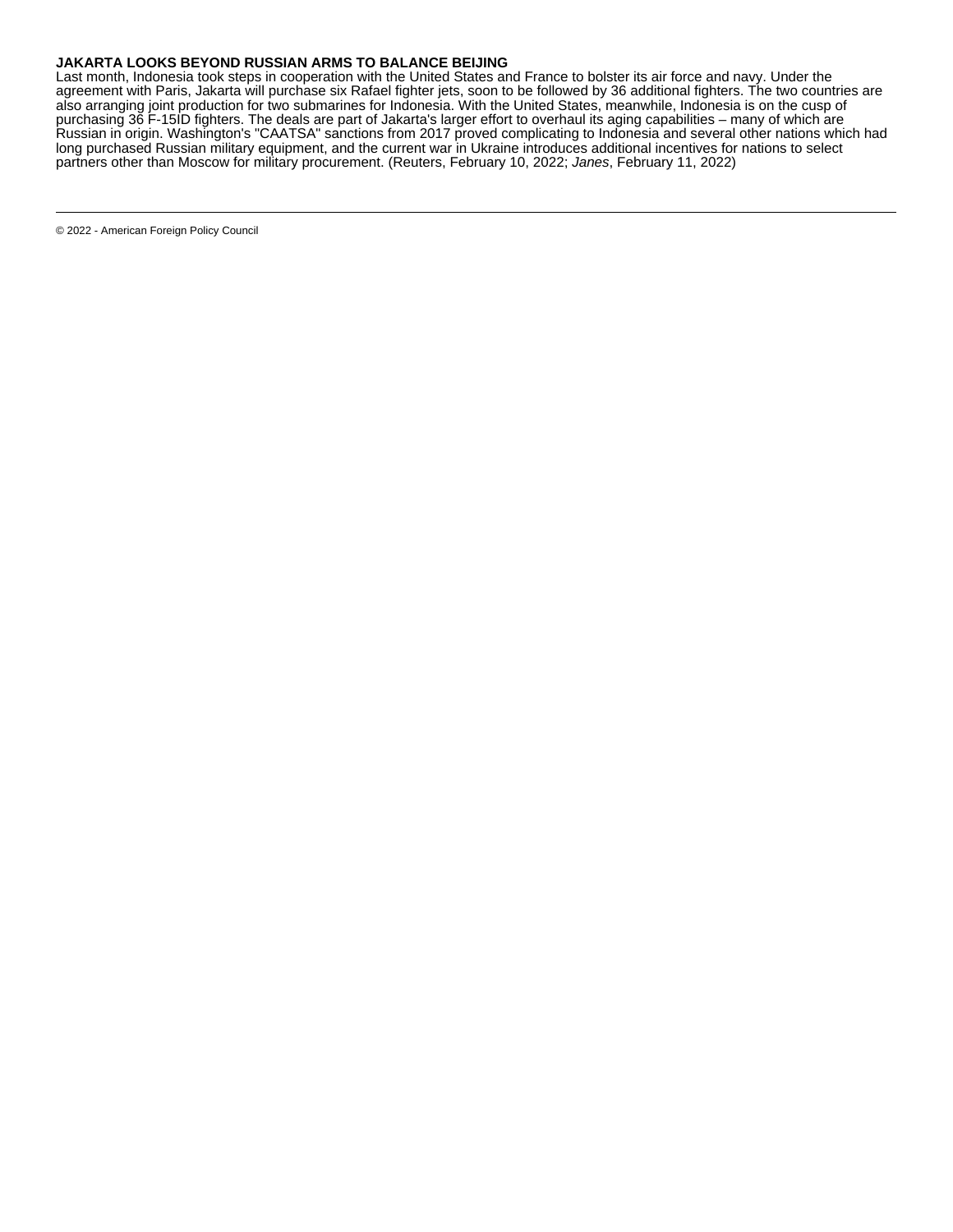**JAKARTA LOOKS BEYOND RUSSIAN ARMS TO BALANCE BEIJING**

Last month, Indonesia took steps in cooperation with the United States and France to bolster its air force and navy. Under the agreement with Paris, Jakarta will purchase six Rafael fighter jets, soon to be followed by 36 additional fighters. The two countries are also arranging joint production for two submarines for Indonesia. With the United States, meanwhile, Indonesia is on the cusp of purchasing 36 F-15ID fighters. The deals are part of Jakarta's larger effort to overhaul its aging capabilities – many of which are Russian in origin. Washington's "CAATSA" sanctions from 2017 proved complicating to Indonesia and several other nations which had long purchased Russian military equipment, and the current war in Ukraine introduces additional incentives for nations to select partners other than Moscow for military procurement. (Reuters, February 10, 2022; *Janes*, February 11, 2022)

---

© 2022 - American Foreign Policy Council